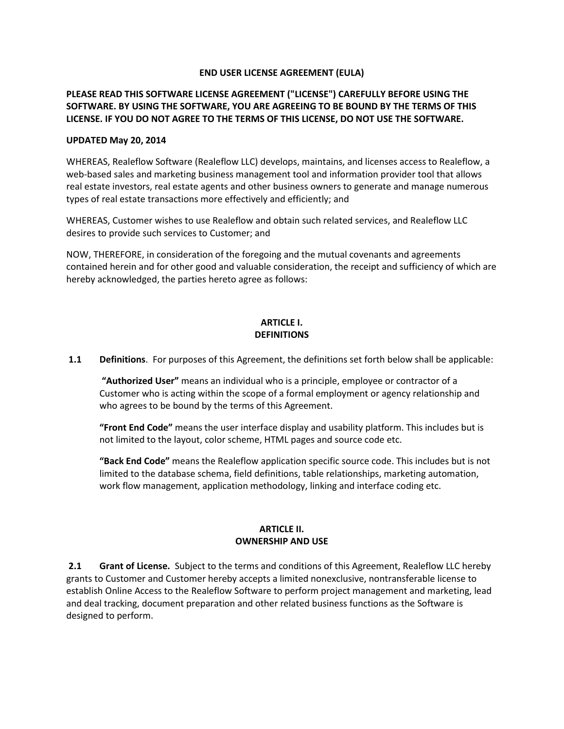# END USER LICENSE AGREEMENT (EULA)

**PLEASE READ THIS SOFTWARE LICENSE AGREEMENT ("LICENSE") CAREFULLY BEFORE USING THE SOFTWARE. BY USING THE SOFTWARE, YOU ARE AGREEING TO BE BOUND BY THE TERMS OF THIS LICENSE. IF YOU DO NOT AGREE TO THE TERMS OF THIS LICENSE, DO NOT USE THE SOFTWARE.**

**UPDATED May 20, 2014**

WHEREAS, Realeflow Software (Realeflow LLC) develops, maintains, and licenses access to Realeflow, a web-based sales and marketing business management tool and information provider tool that allows real estate investors, real estate agents and other business owners to generate and manage numerous types of real estate transactions more effectively and efficiently; and

WHEREAS, Customer wishes to use Realeflow and obtain such related services, and Realeflow LLC desires to provide such services to Customer; and

NOW, THEREFORE, in consideration of the foregoing and the mutual covenants and agreements contained herein and for other good and valuable consideration, the receipt and sufficiency of which are hereby acknowledged, the parties hereto agree as follows:

## ARTICLE I. DEFINITIONS

**1.1 Definitions**. For purposes of this Agreement, the definitions set forth below shall be applicable:

**"Authorized User"** means an individual who is a principle, employee or contractor of a Customer who is acting within the scope of a formal employment or agency relationship and who agrees to be bound by the terms of this Agreement.

**"Front End Code"** means the user interface display and usability platform. This includes but is not limited to the layout, color scheme, HTML pages and source code etc.

**"Back End Code"** means the Realeflow application specific source code. This includes but is not limited to the database schema, field definitions, table relationships, marketing automation, work flow management, application methodology, linking and interface coding etc.

## ARTICLE II. OWNERSHIP AND USE

**2.1 Grant of License.** Subject to the terms and conditions of this Agreement, Realeflow LLC hereby grants to Customer and Customer hereby accepts a limited nonexclusive, nontransferable license to establish Online Access to the Realeflow Software to perform project management and marketing, lead and deal tracking, document preparation and other related business functions as the Software is designed to perform.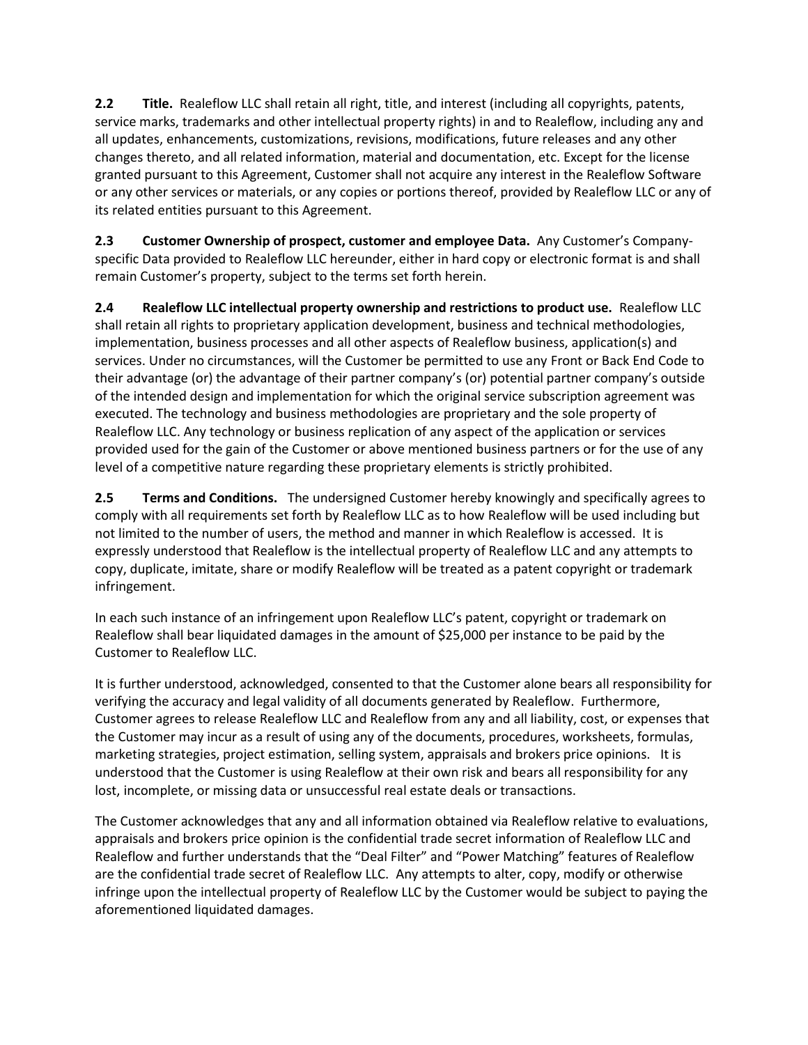**2.2 Title.** Realeflow LLC shall retain all right, title, and interest (including all copyrights, patents, service marks, trademarks and other intellectual property rights) in and to Realeflow, including any and all updates, enhancements, customizations, revisions, modifications, future releases and any other changes thereto, and all related information, material and documentation, etc. Except for the license granted pursuant to this Agreement, Customer shall not acquire any interest in the Realeflow Software or any other services or materials, or any copies or portions thereof, provided by Realeflow LLC or any of its related entities pursuant to this Agreement.

**2.3 Customer Ownership of prospect, customer and employee Data.** Any Customer's Company-specific Data provided to Realeflow LLC hereunder, either in hard copy or electronic format is and shall remain Customer's property, subject to the terms set forth herein.

**2.4 Realeflow LLC intellectual property ownership and restrictions to product use.** Realeflow LLC shall retain all rights to proprietary application development, business and technical methodologies, implementation, business processes and all other aspects of Realeflow business, application(s) and services. Under no circumstances, will the Customer be permitted to use any Front or Back End Code to their advantage (or) the advantage of their partner company's (or) potential partner company's outside of the intended design and implementation for which the original service subscription agreement was executed. The technology and business methodologies are proprietary and the sole property of Realeflow LLC. Any technology or business replication of any aspect of the application or services provided used for the gain of the Customer or above mentioned business partners or for the use of any level of a competitive nature regarding these proprietary elements is strictly prohibited.

**2.5 Terms and Conditions.** The undersigned Customer hereby knowingly and specifically agrees to comply with all requirements set forth by Realeflow LLC as to how Realeflow will be used including but not limited to the number of users, the method and manner in which Realeflow is accessed. It is expressly understood that Realeflow is the intellectual property of Realeflow LLC and any attempts to copy, duplicate, imitate, share or modify Realeflow will be treated as a patent copyright or trademark infringement.

In each such instance of an infringement upon Realeflow LLC's patent, copyright or trademark on Realeflow shall bear liquidated damages in the amount of $25,000 per instance to be paid by the Customer to Realeflow LLC.

It is further understood, acknowledged, consented to that the Customer alone bears all responsibility for verifying the accuracy and legal validity of all documents generated by Realeflow. Furthermore, Customer agrees to release Realeflow LLC and Realeflow from any and all liability, cost, or expenses that the Customer may incur as a result of using any of the documents, procedures, worksheets, formulas, marketing strategies, project estimation, selling system, appraisals and brokers price opinions. It is understood that the Customer is using Realeflow at their own risk and bears all responsibility for any lost, incomplete, or missing data or unsuccessful real estate deals or transactions.

The Customer acknowledges that any and all information obtained via Realeflow relative to evaluations, appraisals and brokers price opinion is the confidential trade secret information of Realeflow LLC and Realeflow and further understands that the "Deal Filter" and "Power Matching" features of Realeflow are the confidential trade secret of Realeflow LLC. Any attempts to alter, copy, modify or otherwise infringe upon the intellectual property of Realeflow LLC by the Customer would be subject to paying the aforementioned liquidated damages.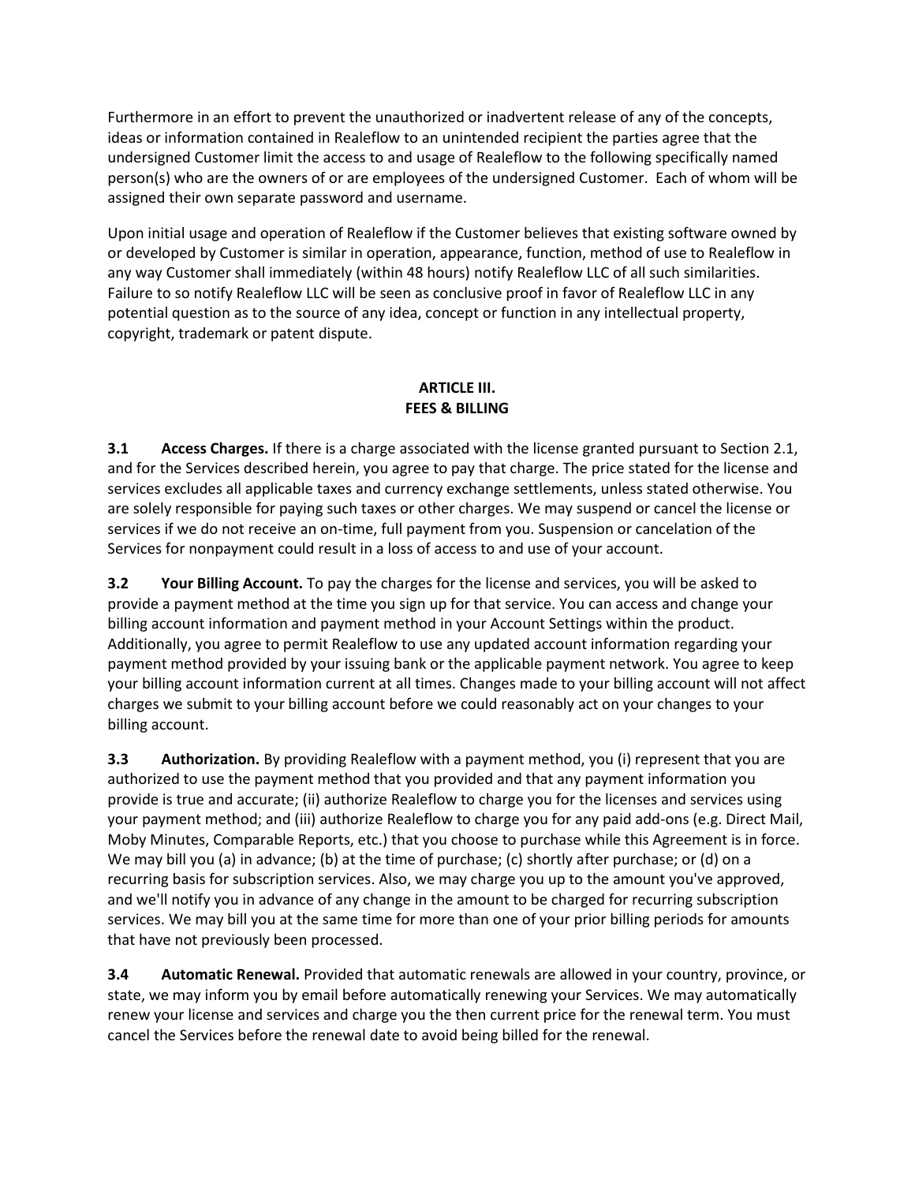Furthermore in an effort to prevent the unauthorized or inadvertent release of any of the concepts, ideas or information contained in Realeflow to an unintended recipient the parties agree that the undersigned Customer limit the access to and usage of Realeflow to the following specifically named person(s) who are the owners of or are employees of the undersigned Customer. Each of whom will be assigned their own separate password and username.

Upon initial usage and operation of Realeflow if the Customer believes that existing software owned by or developed by Customer is similar in operation, appearance, function, method of use to Realeflow in any way Customer shall immediately (within 48 hours) notify Realeflow LLC of all such similarities. Failure to so notify Realeflow LLC will be seen as conclusive proof in favor of Realeflow LLC in any potential question as to the source of any idea, concept or function in any intellectual property, copyright, trademark or patent dispute.

## ARTICLE III.
## FEES & BILLING

**3.1 Access Charges.** If there is a charge associated with the license granted pursuant to Section 2.1, and for the Services described herein, you agree to pay that charge. The price stated for the license and services excludes all applicable taxes and currency exchange settlements, unless stated otherwise. You are solely responsible for paying such taxes or other charges. We may suspend or cancel the license or services if we do not receive an on-time, full payment from you. Suspension or cancelation of the Services for nonpayment could result in a loss of access to and use of your account.

**3.2 Your Billing Account.** To pay the charges for the license and services, you will be asked to provide a payment method at the time you sign up for that service. You can access and change your billing account information and payment method in your Account Settings within the product. Additionally, you agree to permit Realeflow to use any updated account information regarding your payment method provided by your issuing bank or the applicable payment network. You agree to keep your billing account information current at all times. Changes made to your billing account will not affect charges we submit to your billing account before we could reasonably act on your changes to your billing account.

**3.3 Authorization.** By providing Realeflow with a payment method, you (i) represent that you are authorized to use the payment method that you provided and that any payment information you provide is true and accurate; (ii) authorize Realeflow to charge you for the licenses and services using your payment method; and (iii) authorize Realeflow to charge you for any paid add-ons (e.g. Direct Mail, Moby Minutes, Comparable Reports, etc.) that you choose to purchase while this Agreement is in force. We may bill you (a) in advance; (b) at the time of purchase; (c) shortly after purchase; or (d) on a recurring basis for subscription services. Also, we may charge you up to the amount you've approved, and we'll notify you in advance of any change in the amount to be charged for recurring subscription services. We may bill you at the same time for more than one of your prior billing periods for amounts that have not previously been processed.

**3.4 Automatic Renewal.** Provided that automatic renewals are allowed in your country, province, or state, we may inform you by email before automatically renewing your Services. We may automatically renew your license and services and charge you the then current price for the renewal term. You must cancel the Services before the renewal date to avoid being billed for the renewal.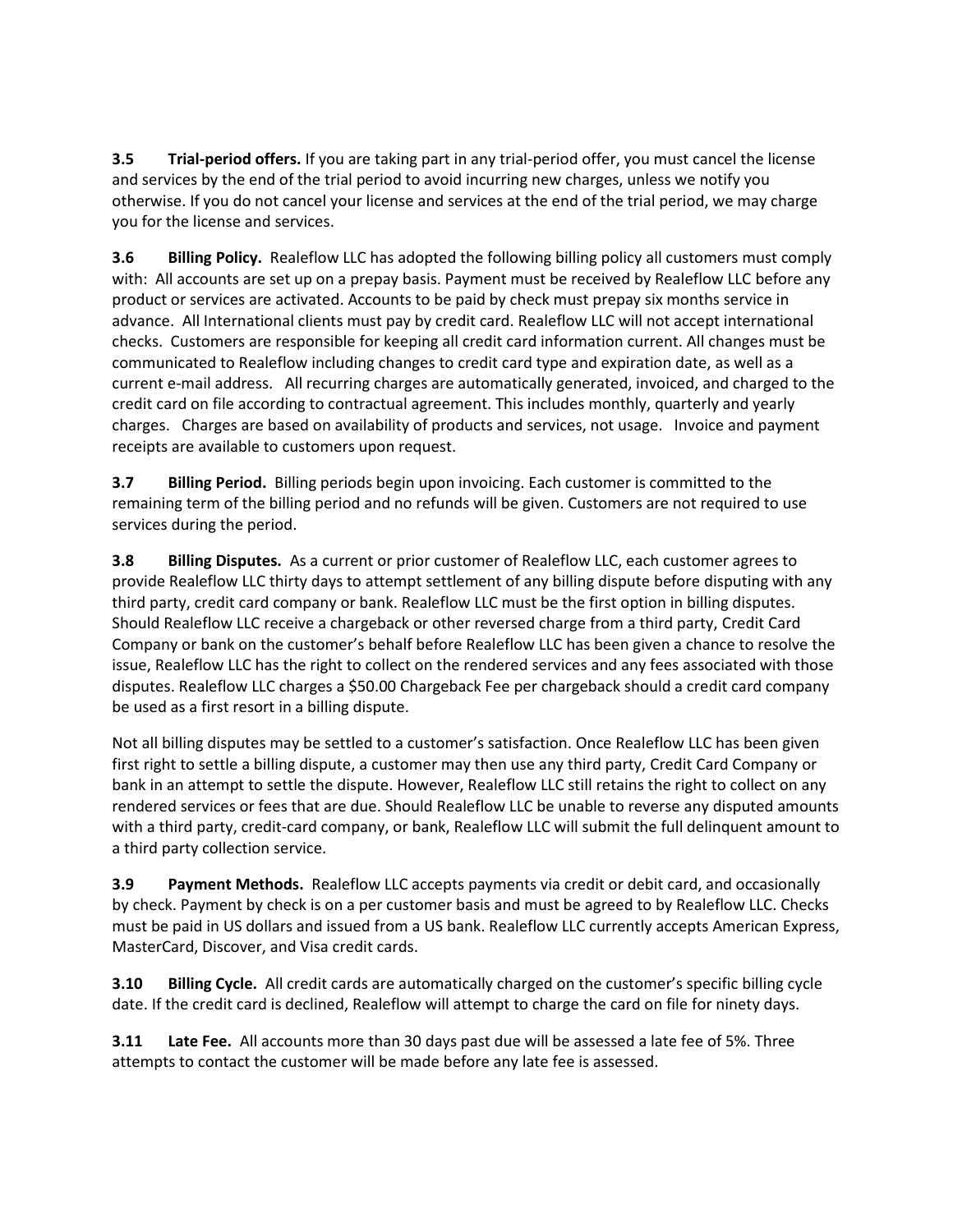**3.5 Trial-period offers.** If you are taking part in any trial-period offer, you must cancel the license and services by the end of the trial period to avoid incurring new charges, unless we notify you otherwise. If you do not cancel your license and services at the end of the trial period, we may charge you for the license and services.

**3.6 Billing Policy.** Realeflow LLC has adopted the following billing policy all customers must comply with: All accounts are set up on a prepay basis. Payment must be received by Realeflow LLC before any product or services are activated. Accounts to be paid by check must prepay six months service in advance. All International clients must pay by credit card. Realeflow LLC will not accept international checks. Customers are responsible for keeping all credit card information current. All changes must be communicated to Realeflow including changes to credit card type and expiration date, as well as a current e-mail address. All recurring charges are automatically generated, invoiced, and charged to the credit card on file according to contractual agreement. This includes monthly, quarterly and yearly charges. Charges are based on availability of products and services, not usage. Invoice and payment receipts are available to customers upon request.

**3.7 Billing Period.** Billing periods begin upon invoicing. Each customer is committed to the remaining term of the billing period and no refunds will be given. Customers are not required to use services during the period.

**3.8 Billing Disputes.** As a current or prior customer of Realeflow LLC, each customer agrees to provide Realeflow LLC thirty days to attempt settlement of any billing dispute before disputing with any third party, credit card company or bank. Realeflow LLC must be the first option in billing disputes. Should Realeflow LLC receive a chargeback or other reversed charge from a third party, Credit Card Company or bank on the customer's behalf before Realeflow LLC has been given a chance to resolve the issue, Realeflow LLC has the right to collect on the rendered services and any fees associated with those disputes. Realeflow LLC charges a $50.00 Chargeback Fee per chargeback should a credit card company be used as a first resort in a billing dispute.

Not all billing disputes may be settled to a customer's satisfaction. Once Realeflow LLC has been given first right to settle a billing dispute, a customer may then use any third party, Credit Card Company or bank in an attempt to settle the dispute. However, Realeflow LLC still retains the right to collect on any rendered services or fees that are due. Should Realeflow LLC be unable to reverse any disputed amounts with a third party, credit-card company, or bank, Realeflow LLC will submit the full delinquent amount to a third party collection service.

**3.9 Payment Methods.** Realeflow LLC accepts payments via credit or debit card, and occasionally by check. Payment by check is on a per customer basis and must be agreed to by Realeflow LLC. Checks must be paid in US dollars and issued from a US bank. Realeflow LLC currently accepts American Express, MasterCard, Discover, and Visa credit cards.

**3.10 Billing Cycle.** All credit cards are automatically charged on the customer's specific billing cycle date. If the credit card is declined, Realeflow will attempt to charge the card on file for ninety days.

**3.11 Late Fee.** All accounts more than 30 days past due will be assessed a late fee of 5%. Three attempts to contact the customer will be made before any late fee is assessed.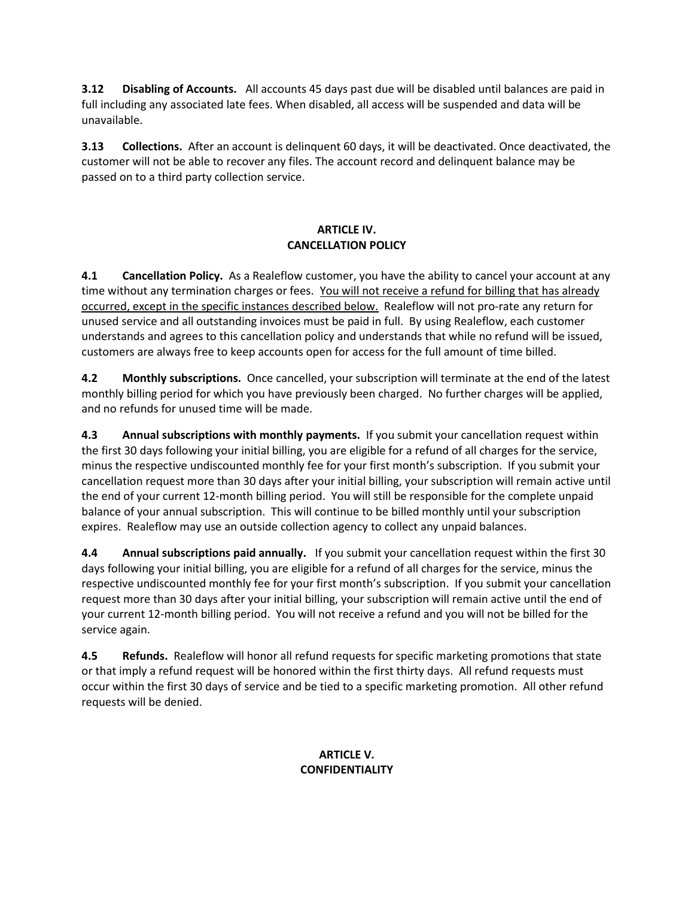**3.12 Disabling of Accounts.** All accounts 45 days past due will be disabled until balances are paid in full including any associated late fees. When disabled, all access will be suspended and data will be unavailable.

**3.13 Collections.** After an account is delinquent 60 days, it will be deactivated. Once deactivated, the customer will not be able to recover any files. The account record and delinquent balance may be passed on to a third party collection service.

## ARTICLE IV.
## CANCELLATION POLICY

**4.1 Cancellation Policy.** As a Realeflow customer, you have the ability to cancel your account at any time without any termination charges or fees. <u>You will not receive a refund for billing that has already occurred, except in the specific instances described below.</u> Realeflow will not pro-rate any return for unused service and all outstanding invoices must be paid in full. By using Realeflow, each customer understands and agrees to this cancellation policy and understands that while no refund will be issued, customers are always free to keep accounts open for access for the full amount of time billed.

**4.2 Monthly subscriptions.** Once cancelled, your subscription will terminate at the end of the latest monthly billing period for which you have previously been charged. No further charges will be applied, and no refunds for unused time will be made.

**4.3 Annual subscriptions with monthly payments.** If you submit your cancellation request within the first 30 days following your initial billing, you are eligible for a refund of all charges for the service, minus the respective undiscounted monthly fee for your first month's subscription. If you submit your cancellation request more than 30 days after your initial billing, your subscription will remain active until the end of your current 12-month billing period. You will still be responsible for the complete unpaid balance of your annual subscription. This will continue to be billed monthly until your subscription expires. Realeflow may use an outside collection agency to collect any unpaid balances.

**4.4 Annual subscriptions paid annually.** If you submit your cancellation request within the first 30 days following your initial billing, you are eligible for a refund of all charges for the service, minus the respective undiscounted monthly fee for your first month's subscription. If you submit your cancellation request more than 30 days after your initial billing, your subscription will remain active until the end of your current 12-month billing period. You will not receive a refund and you will not be billed for the service again.

**4.5 Refunds.** Realeflow will honor all refund requests for specific marketing promotions that state or that imply a refund request will be honored within the first thirty days. All refund requests must occur within the first 30 days of service and be tied to a specific marketing promotion. All other refund requests will be denied.

## ARTICLE V.
## CONFIDENTIALITY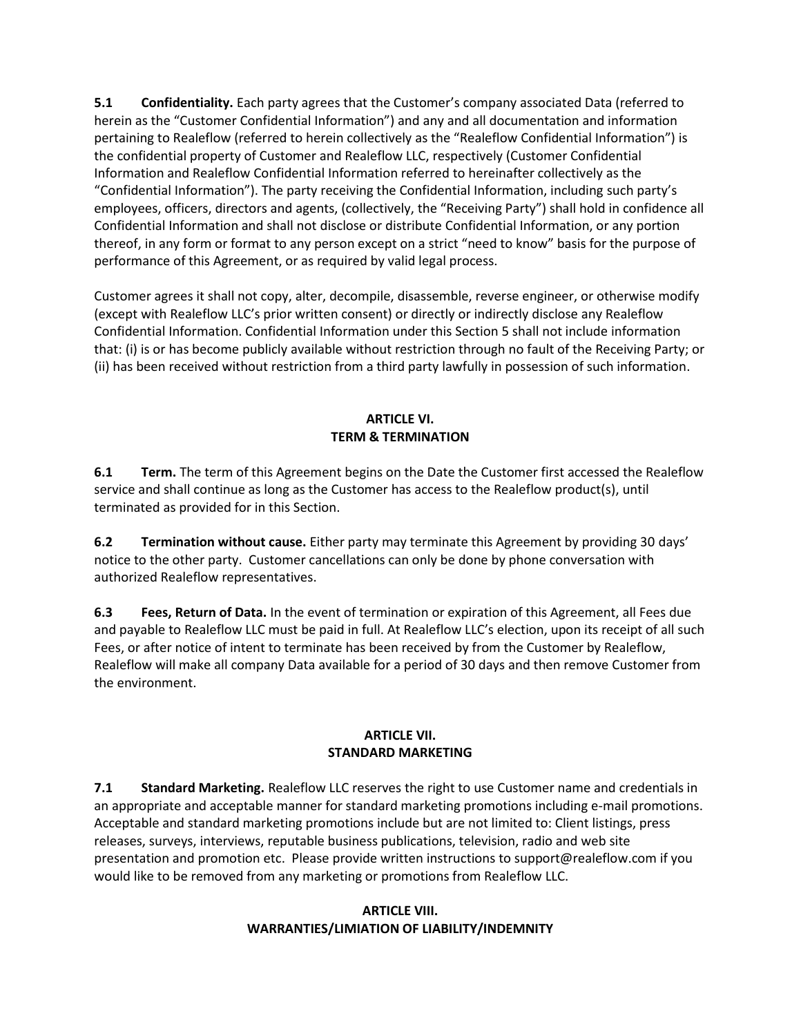**5.1 Confidentiality.** Each party agrees that the Customer's company associated Data (referred to herein as the "Customer Confidential Information") and any and all documentation and information pertaining to Realeflow (referred to herein collectively as the "Realeflow Confidential Information") is the confidential property of Customer and Realeflow LLC, respectively (Customer Confidential Information and Realeflow Confidential Information referred to hereinafter collectively as the "Confidential Information"). The party receiving the Confidential Information, including such party's employees, officers, directors and agents, (collectively, the "Receiving Party") shall hold in confidence all Confidential Information and shall not disclose or distribute Confidential Information, or any portion thereof, in any form or format to any person except on a strict "need to know" basis for the purpose of performance of this Agreement, or as required by valid legal process.

Customer agrees it shall not copy, alter, decompile, disassemble, reverse engineer, or otherwise modify (except with Realeflow LLC's prior written consent) or directly or indirectly disclose any Realeflow Confidential Information. Confidential Information under this Section 5 shall not include information that: (i) is or has become publicly available without restriction through no fault of the Receiving Party; or (ii) has been received without restriction from a third party lawfully in possession of such information.

## ARTICLE VI.
## TERM & TERMINATION

**6.1 Term.** The term of this Agreement begins on the Date the Customer first accessed the Realeflow service and shall continue as long as the Customer has access to the Realeflow product(s), until terminated as provided for in this Section.

**6.2 Termination without cause.** Either party may terminate this Agreement by providing 30 days' notice to the other party. Customer cancellations can only be done by phone conversation with authorized Realeflow representatives.

**6.3 Fees, Return of Data.** In the event of termination or expiration of this Agreement, all Fees due and payable to Realeflow LLC must be paid in full. At Realeflow LLC's election, upon its receipt of all such Fees, or after notice of intent to terminate has been received by from the Customer by Realeflow, Realeflow will make all company Data available for a period of 30 days and then remove Customer from the environment.

## ARTICLE VII.
## STANDARD MARKETING

**7.1 Standard Marketing.** Realeflow LLC reserves the right to use Customer name and credentials in an appropriate and acceptable manner for standard marketing promotions including e-mail promotions. Acceptable and standard marketing promotions include but are not limited to: Client listings, press releases, surveys, interviews, reputable business publications, television, radio and web site presentation and promotion etc. Please provide written instructions to support@realeflow.com if you would like to be removed from any marketing or promotions from Realeflow LLC.

## ARTICLE VIII.
## WARRANTIES/LIMIATION OF LIABILITY/INDEMNITY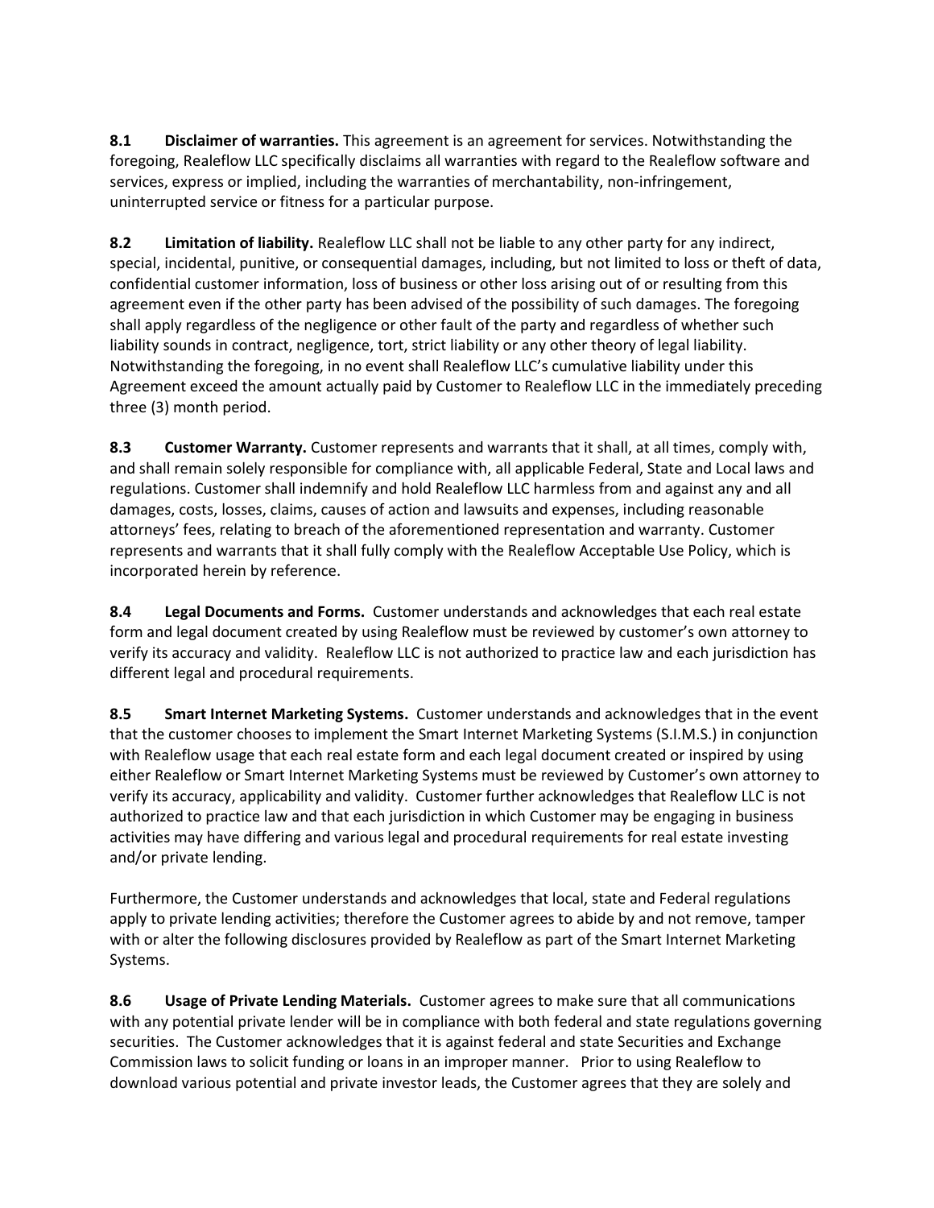**8.1 Disclaimer of warranties.** This agreement is an agreement for services. Notwithstanding the foregoing, Realeflow LLC specifically disclaims all warranties with regard to the Realeflow software and services, express or implied, including the warranties of merchantability, non-infringement, uninterrupted service or fitness for a particular purpose.

**8.2 Limitation of liability.** Realeflow LLC shall not be liable to any other party for any indirect, special, incidental, punitive, or consequential damages, including, but not limited to loss or theft of data, confidential customer information, loss of business or other loss arising out of or resulting from this agreement even if the other party has been advised of the possibility of such damages. The foregoing shall apply regardless of the negligence or other fault of the party and regardless of whether such liability sounds in contract, negligence, tort, strict liability or any other theory of legal liability. Notwithstanding the foregoing, in no event shall Realeflow LLC's cumulative liability under this Agreement exceed the amount actually paid by Customer to Realeflow LLC in the immediately preceding three (3) month period.

**8.3 Customer Warranty.** Customer represents and warrants that it shall, at all times, comply with, and shall remain solely responsible for compliance with, all applicable Federal, State and Local laws and regulations. Customer shall indemnify and hold Realeflow LLC harmless from and against any and all damages, costs, losses, claims, causes of action and lawsuits and expenses, including reasonable attorneys' fees, relating to breach of the aforementioned representation and warranty. Customer represents and warrants that it shall fully comply with the Realeflow Acceptable Use Policy, which is incorporated herein by reference.

**8.4 Legal Documents and Forms.** Customer understands and acknowledges that each real estate form and legal document created by using Realeflow must be reviewed by customer's own attorney to verify its accuracy and validity. Realeflow LLC is not authorized to practice law and each jurisdiction has different legal and procedural requirements.

**8.5 Smart Internet Marketing Systems.** Customer understands and acknowledges that in the event that the customer chooses to implement the Smart Internet Marketing Systems (S.I.M.S.) in conjunction with Realeflow usage that each real estate form and each legal document created or inspired by using either Realeflow or Smart Internet Marketing Systems must be reviewed by Customer's own attorney to verify its accuracy, applicability and validity. Customer further acknowledges that Realeflow LLC is not authorized to practice law and that each jurisdiction in which Customer may be engaging in business activities may have differing and various legal and procedural requirements for real estate investing and/or private lending.

Furthermore, the Customer understands and acknowledges that local, state and Federal regulations apply to private lending activities; therefore the Customer agrees to abide by and not remove, tamper with or alter the following disclosures provided by Realeflow as part of the Smart Internet Marketing Systems.

**8.6 Usage of Private Lending Materials.** Customer agrees to make sure that all communications with any potential private lender will be in compliance with both federal and state regulations governing securities. The Customer acknowledges that it is against federal and state Securities and Exchange Commission laws to solicit funding or loans in an improper manner. Prior to using Realeflow to download various potential and private investor leads, the Customer agrees that they are solely and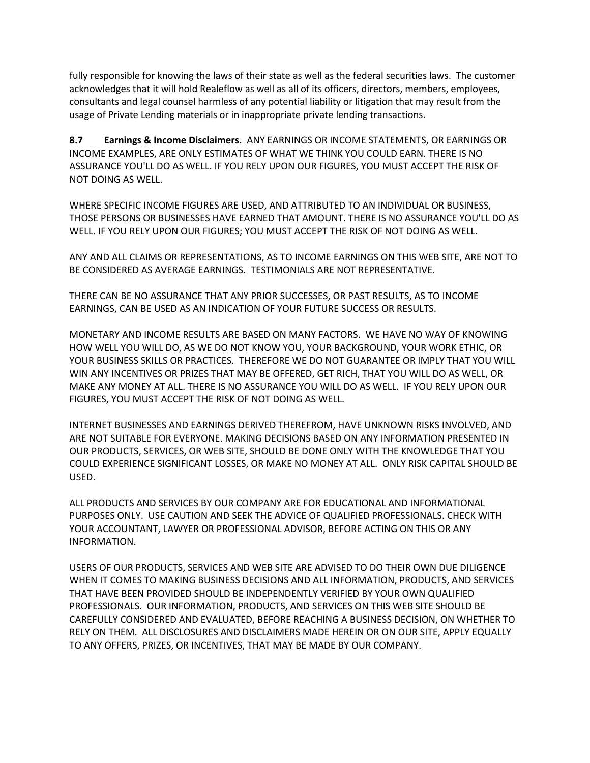fully responsible for knowing the laws of their state as well as the federal securities laws. The customer acknowledges that it will hold Realeflow as well as all of its officers, directors, members, employees, consultants and legal counsel harmless of any potential liability or litigation that may result from the usage of Private Lending materials or in inappropriate private lending transactions.

**8.7 Earnings & Income Disclaimers.** ANY EARNINGS OR INCOME STATEMENTS, OR EARNINGS OR INCOME EXAMPLES, ARE ONLY ESTIMATES OF WHAT WE THINK YOU COULD EARN. THERE IS NO ASSURANCE YOU'LL DO AS WELL. IF YOU RELY UPON OUR FIGURES, YOU MUST ACCEPT THE RISK OF NOT DOING AS WELL.

WHERE SPECIFIC INCOME FIGURES ARE USED, AND ATTRIBUTED TO AN INDIVIDUAL OR BUSINESS, THOSE PERSONS OR BUSINESSES HAVE EARNED THAT AMOUNT. THERE IS NO ASSURANCE YOU'LL DO AS WELL. IF YOU RELY UPON OUR FIGURES; YOU MUST ACCEPT THE RISK OF NOT DOING AS WELL.

ANY AND ALL CLAIMS OR REPRESENTATIONS, AS TO INCOME EARNINGS ON THIS WEB SITE, ARE NOT TO BE CONSIDERED AS AVERAGE EARNINGS. TESTIMONIALS ARE NOT REPRESENTATIVE.

THERE CAN BE NO ASSURANCE THAT ANY PRIOR SUCCESSES, OR PAST RESULTS, AS TO INCOME EARNINGS, CAN BE USED AS AN INDICATION OF YOUR FUTURE SUCCESS OR RESULTS.

MONETARY AND INCOME RESULTS ARE BASED ON MANY FACTORS. WE HAVE NO WAY OF KNOWING HOW WELL YOU WILL DO, AS WE DO NOT KNOW YOU, YOUR BACKGROUND, YOUR WORK ETHIC, OR YOUR BUSINESS SKILLS OR PRACTICES. THEREFORE WE DO NOT GUARANTEE OR IMPLY THAT YOU WILL WIN ANY INCENTIVES OR PRIZES THAT MAY BE OFFERED, GET RICH, THAT YOU WILL DO AS WELL, OR MAKE ANY MONEY AT ALL. THERE IS NO ASSURANCE YOU WILL DO AS WELL. IF YOU RELY UPON OUR FIGURES, YOU MUST ACCEPT THE RISK OF NOT DOING AS WELL.

INTERNET BUSINESSES AND EARNINGS DERIVED THEREFROM, HAVE UNKNOWN RISKS INVOLVED, AND ARE NOT SUITABLE FOR EVERYONE. MAKING DECISIONS BASED ON ANY INFORMATION PRESENTED IN OUR PRODUCTS, SERVICES, OR WEB SITE, SHOULD BE DONE ONLY WITH THE KNOWLEDGE THAT YOU COULD EXPERIENCE SIGNIFICANT LOSSES, OR MAKE NO MONEY AT ALL. ONLY RISK CAPITAL SHOULD BE USED.

ALL PRODUCTS AND SERVICES BY OUR COMPANY ARE FOR EDUCATIONAL AND INFORMATIONAL PURPOSES ONLY. USE CAUTION AND SEEK THE ADVICE OF QUALIFIED PROFESSIONALS. CHECK WITH YOUR ACCOUNTANT, LAWYER OR PROFESSIONAL ADVISOR, BEFORE ACTING ON THIS OR ANY INFORMATION.

USERS OF OUR PRODUCTS, SERVICES AND WEB SITE ARE ADVISED TO DO THEIR OWN DUE DILIGENCE WHEN IT COMES TO MAKING BUSINESS DECISIONS AND ALL INFORMATION, PRODUCTS, AND SERVICES THAT HAVE BEEN PROVIDED SHOULD BE INDEPENDENTLY VERIFIED BY YOUR OWN QUALIFIED PROFESSIONALS. OUR INFORMATION, PRODUCTS, AND SERVICES ON THIS WEB SITE SHOULD BE CAREFULLY CONSIDERED AND EVALUATED, BEFORE REACHING A BUSINESS DECISION, ON WHETHER TO RELY ON THEM. ALL DISCLOSURES AND DISCLAIMERS MADE HEREIN OR ON OUR SITE, APPLY EQUALLY TO ANY OFFERS, PRIZES, OR INCENTIVES, THAT MAY BE MADE BY OUR COMPANY.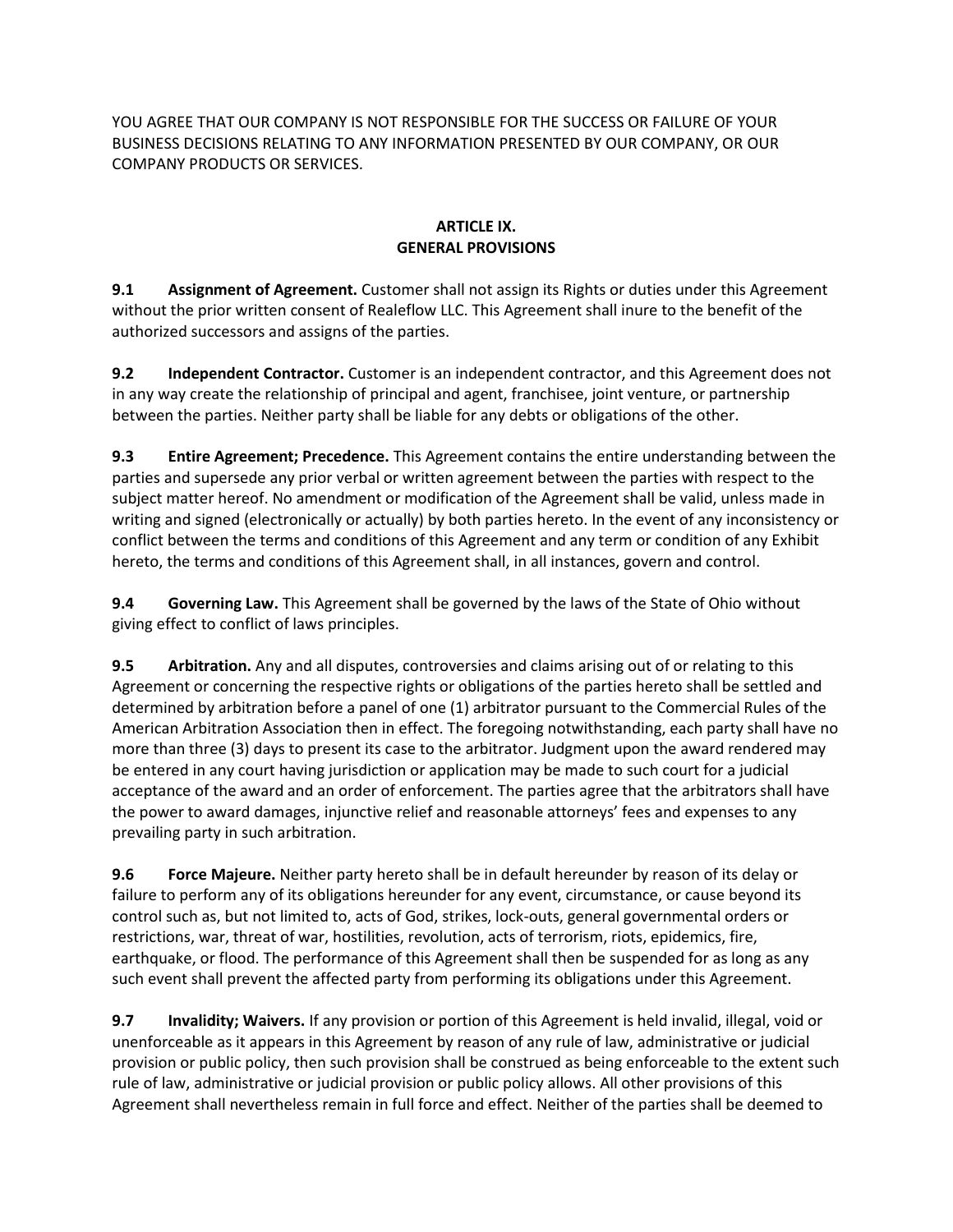YOU AGREE THAT OUR COMPANY IS NOT RESPONSIBLE FOR THE SUCCESS OR FAILURE OF YOUR BUSINESS DECISIONS RELATING TO ANY INFORMATION PRESENTED BY OUR COMPANY, OR OUR COMPANY PRODUCTS OR SERVICES.

## ARTICLE IX.
## GENERAL PROVISIONS

**9.1 Assignment of Agreement.** Customer shall not assign its Rights or duties under this Agreement without the prior written consent of Realeflow LLC. This Agreement shall inure to the benefit of the authorized successors and assigns of the parties.

**9.2 Independent Contractor.** Customer is an independent contractor, and this Agreement does not in any way create the relationship of principal and agent, franchisee, joint venture, or partnership between the parties. Neither party shall be liable for any debts or obligations of the other.

**9.3 Entire Agreement; Precedence.** This Agreement contains the entire understanding between the parties and supersede any prior verbal or written agreement between the parties with respect to the subject matter hereof. No amendment or modification of the Agreement shall be valid, unless made in writing and signed (electronically or actually) by both parties hereto. In the event of any inconsistency or conflict between the terms and conditions of this Agreement and any term or condition of any Exhibit hereto, the terms and conditions of this Agreement shall, in all instances, govern and control.

**9.4 Governing Law.** This Agreement shall be governed by the laws of the State of Ohio without giving effect to conflict of laws principles.

**9.5 Arbitration.** Any and all disputes, controversies and claims arising out of or relating to this Agreement or concerning the respective rights or obligations of the parties hereto shall be settled and determined by arbitration before a panel of one (1) arbitrator pursuant to the Commercial Rules of the American Arbitration Association then in effect. The foregoing notwithstanding, each party shall have no more than three (3) days to present its case to the arbitrator. Judgment upon the award rendered may be entered in any court having jurisdiction or application may be made to such court for a judicial acceptance of the award and an order of enforcement. The parties agree that the arbitrators shall have the power to award damages, injunctive relief and reasonable attorneys' fees and expenses to any prevailing party in such arbitration.

**9.6 Force Majeure.** Neither party hereto shall be in default hereunder by reason of its delay or failure to perform any of its obligations hereunder for any event, circumstance, or cause beyond its control such as, but not limited to, acts of God, strikes, lock-outs, general governmental orders or restrictions, war, threat of war, hostilities, revolution, acts of terrorism, riots, epidemics, fire, earthquake, or flood. The performance of this Agreement shall then be suspended for as long as any such event shall prevent the affected party from performing its obligations under this Agreement.

**9.7 Invalidity; Waivers.** If any provision or portion of this Agreement is held invalid, illegal, void or unenforceable as it appears in this Agreement by reason of any rule of law, administrative or judicial provision or public policy, then such provision shall be construed as being enforceable to the extent such rule of law, administrative or judicial provision or public policy allows. All other provisions of this Agreement shall nevertheless remain in full force and effect. Neither of the parties shall be deemed to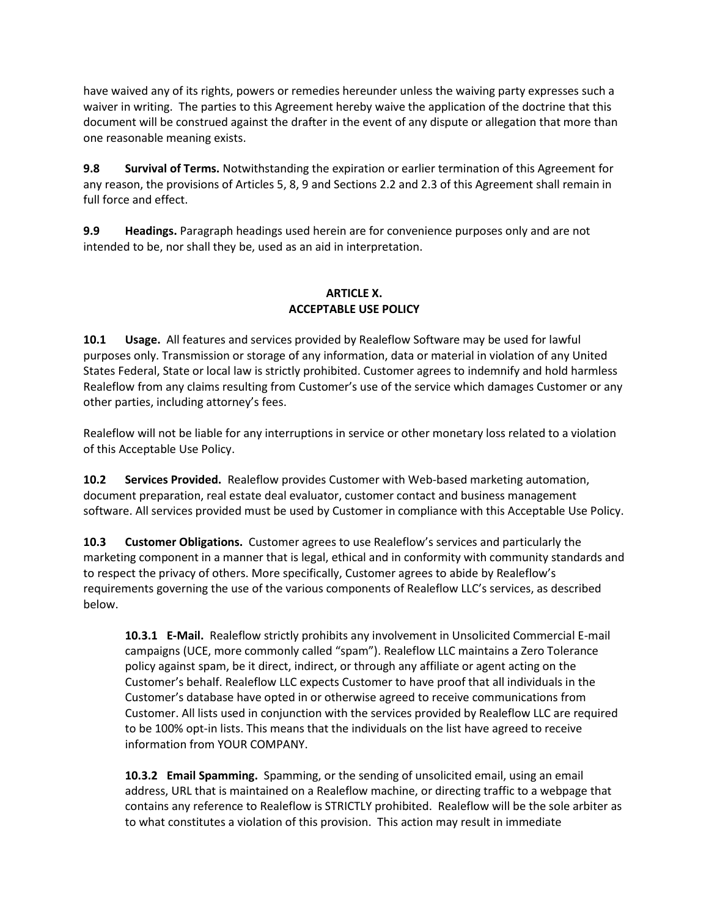have waived any of its rights, powers or remedies hereunder unless the waiving party expresses such a waiver in writing. The parties to this Agreement hereby waive the application of the doctrine that this document will be construed against the drafter in the event of any dispute or allegation that more than one reasonable meaning exists.

**9.8 Survival of Terms.** Notwithstanding the expiration or earlier termination of this Agreement for any reason, the provisions of Articles 5, 8, 9 and Sections 2.2 and 2.3 of this Agreement shall remain in full force and effect.

**9.9 Headings.** Paragraph headings used herein are for convenience purposes only and are not intended to be, nor shall they be, used as an aid in interpretation.

## ARTICLE X.
## ACCEPTABLE USE POLICY

**10.1 Usage.** All features and services provided by Realeflow Software may be used for lawful purposes only. Transmission or storage of any information, data or material in violation of any United States Federal, State or local law is strictly prohibited. Customer agrees to indemnify and hold harmless Realeflow from any claims resulting from Customer's use of the service which damages Customer or any other parties, including attorney's fees.

Realeflow will not be liable for any interruptions in service or other monetary loss related to a violation of this Acceptable Use Policy.

**10.2 Services Provided.** Realeflow provides Customer with Web-based marketing automation, document preparation, real estate deal evaluator, customer contact and business management software. All services provided must be used by Customer in compliance with this Acceptable Use Policy.

**10.3 Customer Obligations.** Customer agrees to use Realeflow's services and particularly the marketing component in a manner that is legal, ethical and in conformity with community standards and to respect the privacy of others. More specifically, Customer agrees to abide by Realeflow's requirements governing the use of the various components of Realeflow LLC's services, as described below.

> **10.3.1 E-Mail.** Realeflow strictly prohibits any involvement in Unsolicited Commercial E-mail campaigns (UCE, more commonly called "spam"). Realeflow LLC maintains a Zero Tolerance policy against spam, be it direct, indirect, or through any affiliate or agent acting on the Customer's behalf. Realeflow LLC expects Customer to have proof that all individuals in the Customer's database have opted in or otherwise agreed to receive communications from Customer. All lists used in conjunction with the services provided by Realeflow LLC are required to be 100% opt-in lists. This means that the individuals on the list have agreed to receive information from YOUR COMPANY.
>
> **10.3.2 Email Spamming.** Spamming, or the sending of unsolicited email, using an email address, URL that is maintained on a Realeflow machine, or directing traffic to a webpage that contains any reference to Realeflow is STRICTLY prohibited. Realeflow will be the sole arbiter as to what constitutes a violation of this provision. This action may result in immediate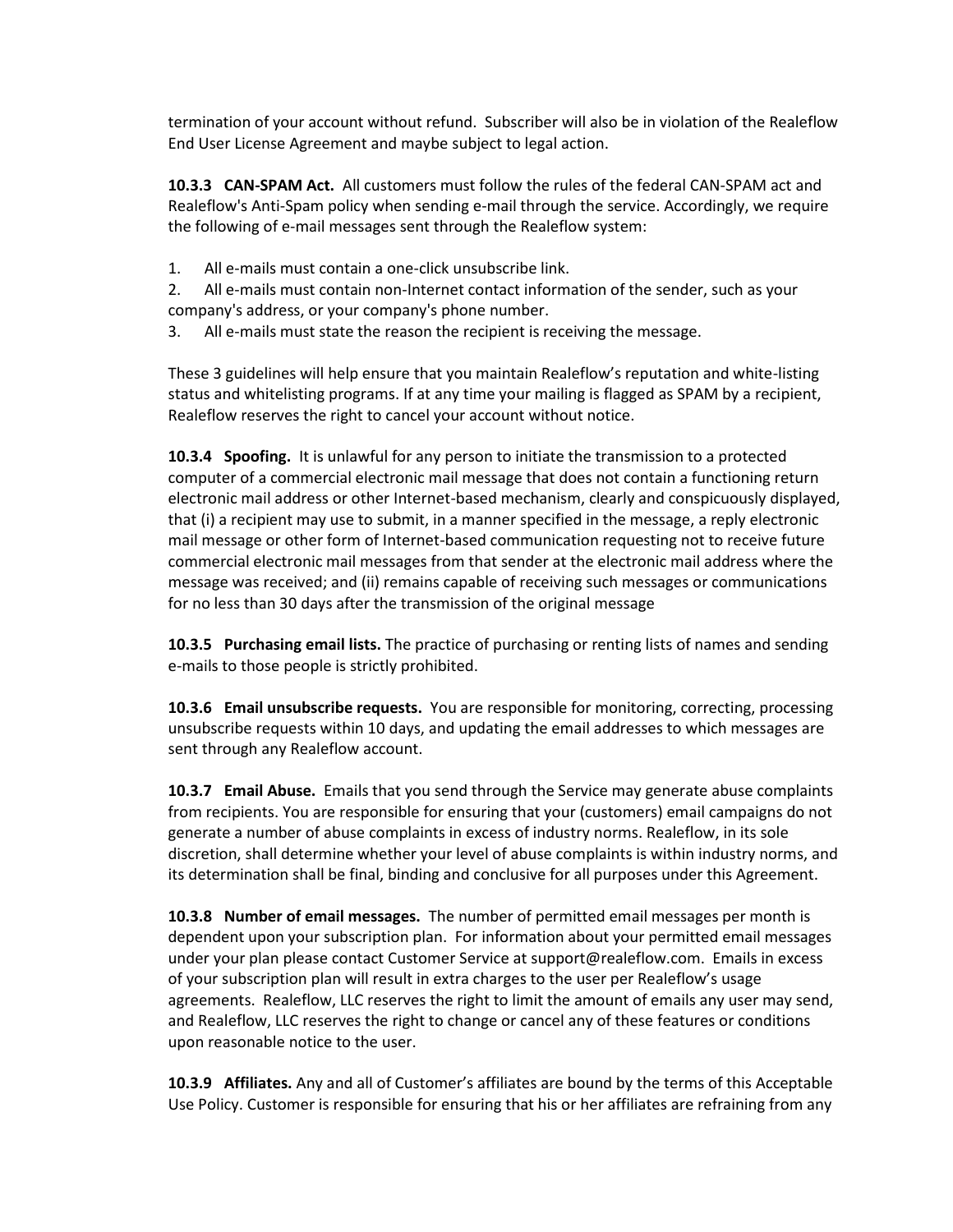termination of your account without refund. Subscriber will also be in violation of the Realeflow End User License Agreement and maybe subject to legal action.

**10.3.3 CAN-SPAM Act.** All customers must follow the rules of the federal CAN-SPAM act and Realeflow's Anti-Spam policy when sending e-mail through the service. Accordingly, we require the following of e-mail messages sent through the Realeflow system:

1. All e-mails must contain a one-click unsubscribe link.
2. All e-mails must contain non-Internet contact information of the sender, such as your company's address, or your company's phone number.
3. All e-mails must state the reason the recipient is receiving the message.

These 3 guidelines will help ensure that you maintain Realeflow's reputation and white-listing status and whitelisting programs. If at any time your mailing is flagged as SPAM by a recipient, Realeflow reserves the right to cancel your account without notice.

**10.3.4 Spoofing.** It is unlawful for any person to initiate the transmission to a protected computer of a commercial electronic mail message that does not contain a functioning return electronic mail address or other Internet-based mechanism, clearly and conspicuously displayed, that (i) a recipient may use to submit, in a manner specified in the message, a reply electronic mail message or other form of Internet-based communication requesting not to receive future commercial electronic mail messages from that sender at the electronic mail address where the message was received; and (ii) remains capable of receiving such messages or communications for no less than 30 days after the transmission of the original message

**10.3.5 Purchasing email lists.** The practice of purchasing or renting lists of names and sending e-mails to those people is strictly prohibited.

**10.3.6 Email unsubscribe requests.** You are responsible for monitoring, correcting, processing unsubscribe requests within 10 days, and updating the email addresses to which messages are sent through any Realeflow account.

**10.3.7 Email Abuse.** Emails that you send through the Service may generate abuse complaints from recipients. You are responsible for ensuring that your (customers) email campaigns do not generate a number of abuse complaints in excess of industry norms. Realeflow, in its sole discretion, shall determine whether your level of abuse complaints is within industry norms, and its determination shall be final, binding and conclusive for all purposes under this Agreement.

**10.3.8 Number of email messages.** The number of permitted email messages per month is dependent upon your subscription plan. For information about your permitted email messages under your plan please contact Customer Service at support@realeflow.com. Emails in excess of your subscription plan will result in extra charges to the user per Realeflow's usage agreements. Realeflow, LLC reserves the right to limit the amount of emails any user may send, and Realeflow, LLC reserves the right to change or cancel any of these features or conditions upon reasonable notice to the user.

**10.3.9 Affiliates.** Any and all of Customer's affiliates are bound by the terms of this Acceptable Use Policy. Customer is responsible for ensuring that his or her affiliates are refraining from any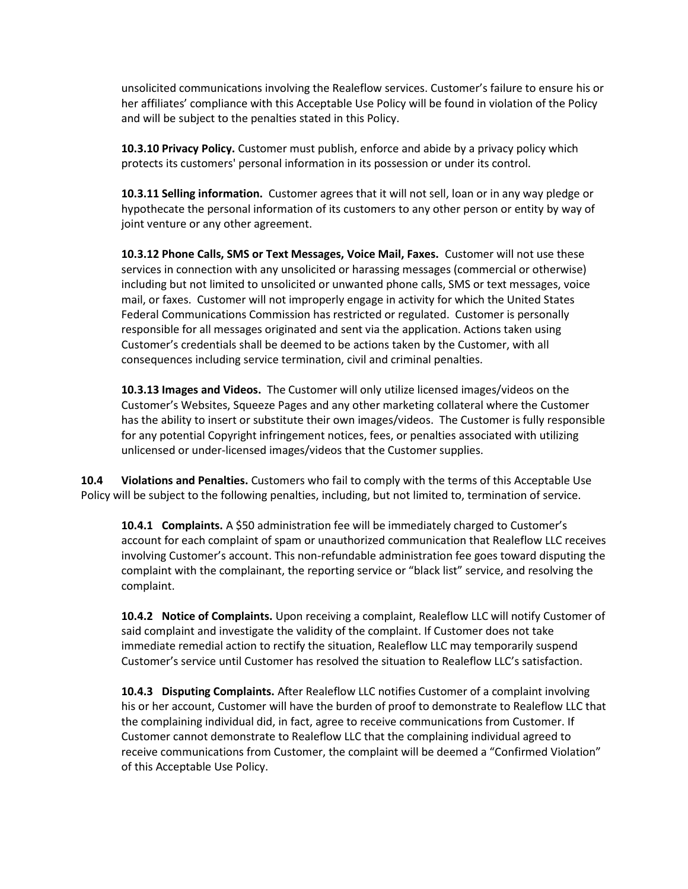unsolicited communications involving the Realeflow services. Customer's failure to ensure his or her affiliates' compliance with this Acceptable Use Policy will be found in violation of the Policy and will be subject to the penalties stated in this Policy.

**10.3.10 Privacy Policy.** Customer must publish, enforce and abide by a privacy policy which protects its customers' personal information in its possession or under its control.

**10.3.11 Selling information.** Customer agrees that it will not sell, loan or in any way pledge or hypothecate the personal information of its customers to any other person or entity by way of joint venture or any other agreement.

**10.3.12 Phone Calls, SMS or Text Messages, Voice Mail, Faxes.** Customer will not use these services in connection with any unsolicited or harassing messages (commercial or otherwise) including but not limited to unsolicited or unwanted phone calls, SMS or text messages, voice mail, or faxes. Customer will not improperly engage in activity for which the United States Federal Communications Commission has restricted or regulated. Customer is personally responsible for all messages originated and sent via the application. Actions taken using Customer's credentials shall be deemed to be actions taken by the Customer, with all consequences including service termination, civil and criminal penalties.

**10.3.13 Images and Videos.** The Customer will only utilize licensed images/videos on the Customer's Websites, Squeeze Pages and any other marketing collateral where the Customer has the ability to insert or substitute their own images/videos. The Customer is fully responsible for any potential Copyright infringement notices, fees, or penalties associated with utilizing unlicensed or under-licensed images/videos that the Customer supplies.

**10.4 Violations and Penalties.** Customers who fail to comply with the terms of this Acceptable Use Policy will be subject to the following penalties, including, but not limited to, termination of service.

**10.4.1 Complaints.** A $50 administration fee will be immediately charged to Customer's account for each complaint of spam or unauthorized communication that Realeflow LLC receives involving Customer's account. This non-refundable administration fee goes toward disputing the complaint with the complainant, the reporting service or "black list" service, and resolving the complaint.

**10.4.2 Notice of Complaints.** Upon receiving a complaint, Realeflow LLC will notify Customer of said complaint and investigate the validity of the complaint. If Customer does not take immediate remedial action to rectify the situation, Realeflow LLC may temporarily suspend Customer's service until Customer has resolved the situation to Realeflow LLC's satisfaction.

**10.4.3 Disputing Complaints.** After Realeflow LLC notifies Customer of a complaint involving his or her account, Customer will have the burden of proof to demonstrate to Realeflow LLC that the complaining individual did, in fact, agree to receive communications from Customer. If Customer cannot demonstrate to Realeflow LLC that the complaining individual agreed to receive communications from Customer, the complaint will be deemed a "Confirmed Violation" of this Acceptable Use Policy.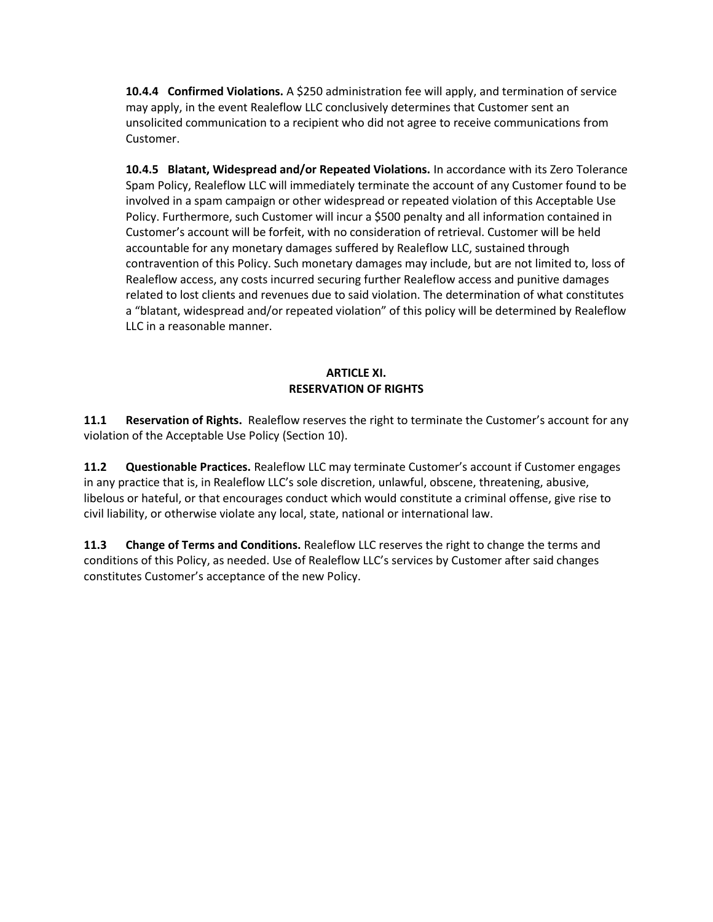**10.4.4 Confirmed Violations.** A $250 administration fee will apply, and termination of service may apply, in the event Realeflow LLC conclusively determines that Customer sent an unsolicited communication to a recipient who did not agree to receive communications from Customer.

**10.4.5 Blatant, Widespread and/or Repeated Violations.** In accordance with its Zero Tolerance Spam Policy, Realeflow LLC will immediately terminate the account of any Customer found to be involved in a spam campaign or other widespread or repeated violation of this Acceptable Use Policy. Furthermore, such Customer will incur a $500 penalty and all information contained in Customer's account will be forfeit, with no consideration of retrieval. Customer will be held accountable for any monetary damages suffered by Realeflow LLC, sustained through contravention of this Policy. Such monetary damages may include, but are not limited to, loss of Realeflow access, any costs incurred securing further Realeflow access and punitive damages related to lost clients and revenues due to said violation. The determination of what constitutes a "blatant, widespread and/or repeated violation" of this policy will be determined by Realeflow LLC in a reasonable manner.

## ARTICLE XI.
## RESERVATION OF RIGHTS

**11.1 Reservation of Rights.** Realeflow reserves the right to terminate the Customer's account for any violation of the Acceptable Use Policy (Section 10).

**11.2 Questionable Practices.** Realeflow LLC may terminate Customer's account if Customer engages in any practice that is, in Realeflow LLC's sole discretion, unlawful, obscene, threatening, abusive, libelous or hateful, or that encourages conduct which would constitute a criminal offense, give rise to civil liability, or otherwise violate any local, state, national or international law.

**11.3 Change of Terms and Conditions.** Realeflow LLC reserves the right to change the terms and conditions of this Policy, as needed. Use of Realeflow LLC's services by Customer after said changes constitutes Customer's acceptance of the new Policy.